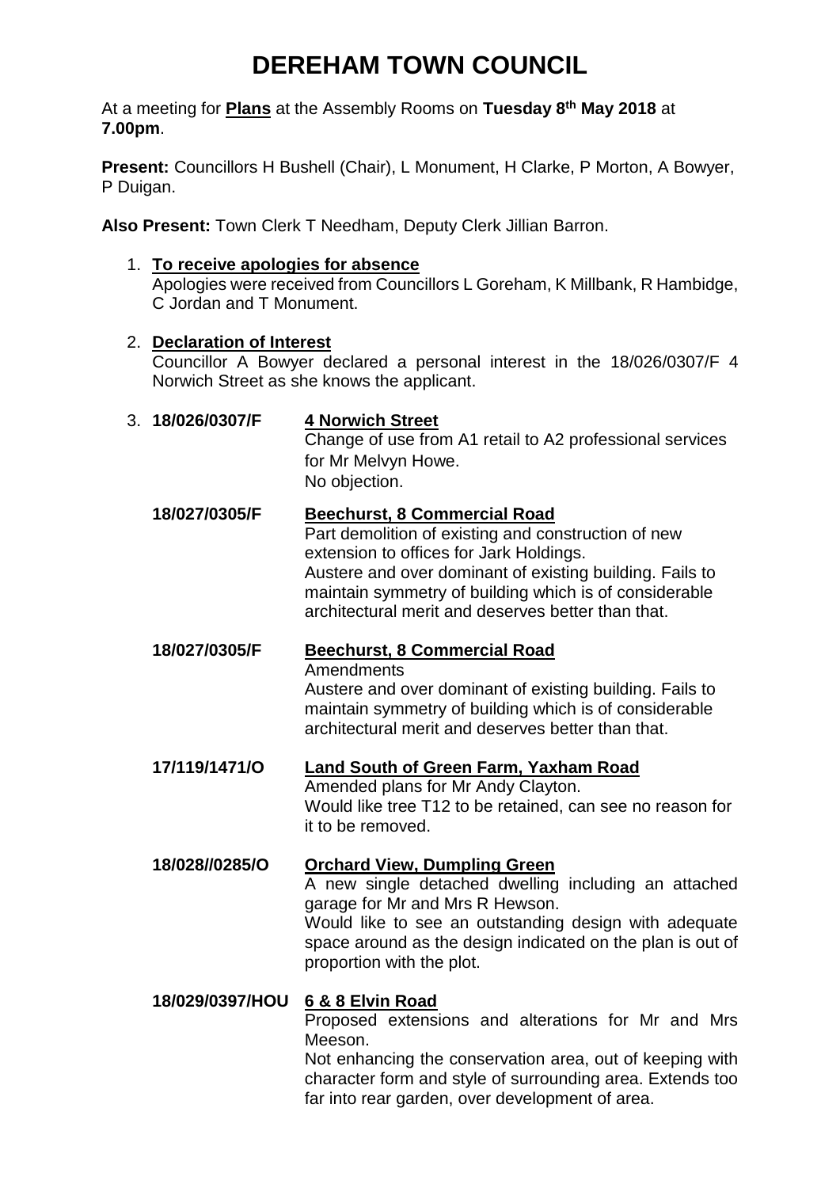# DEREHAM TOWN COUNCIL

At a meeting for **Plans** at the Assembly Rooms on **Tuesday 8th May 2018** at **7.00pm**.

**Present:** Councillors H Bushell (Chair), L Monument, H Clarke, P Morton, A Bowyer, P Duigan.

**Also Present:** Town Clerk T Needham, Deputy Clerk Jillian Barron.

1. **To receive apologies for absence**
   Apologies were received from Councillors L Goreham, K Millbank, R Hambidge, C Jordan and T Monument.

2. **Declaration of Interest**
   Councillor A Bowyer declared a personal interest in the 18/026/0307/F 4 Norwich Street as she knows the applicant.

3. **18/026/0307/F** **4 Norwich Street**
   Change of use from A1 retail to A2 professional services for Mr Melvyn Howe.
   No objection.

   **18/027/0305/F** **Beechurst, 8 Commercial Road**
   Part demolition of existing and construction of new extension to offices for Jark Holdings.
   Austere and over dominant of existing building. Fails to maintain symmetry of building which is of considerable architectural merit and deserves better than that.

   **18/027/0305/F** **Beechurst, 8 Commercial Road**
   Amendments
   Austere and over dominant of existing building. Fails to maintain symmetry of building which is of considerable architectural merit and deserves better than that.

   **17/119/1471/O** **Land South of Green Farm, Yaxham Road**
   Amended plans for Mr Andy Clayton.
   Would like tree T12 to be retained, can see no reason for it to be removed.

   **18/028//0285/O** **Orchard View, Dumpling Green**
   A new single detached dwelling including an attached garage for Mr and Mrs R Hewson.
   Would like to see an outstanding design with adequate space around as the design indicated on the plan is out of proportion with the plot.

   **18/029/0397/HOU** **6 & 8 Elvin Road**
   Proposed extensions and alterations for Mr and Mrs Meeson.
   Not enhancing the conservation area, out of keeping with character form and style of surrounding area. Extends too far into rear garden, over development of area.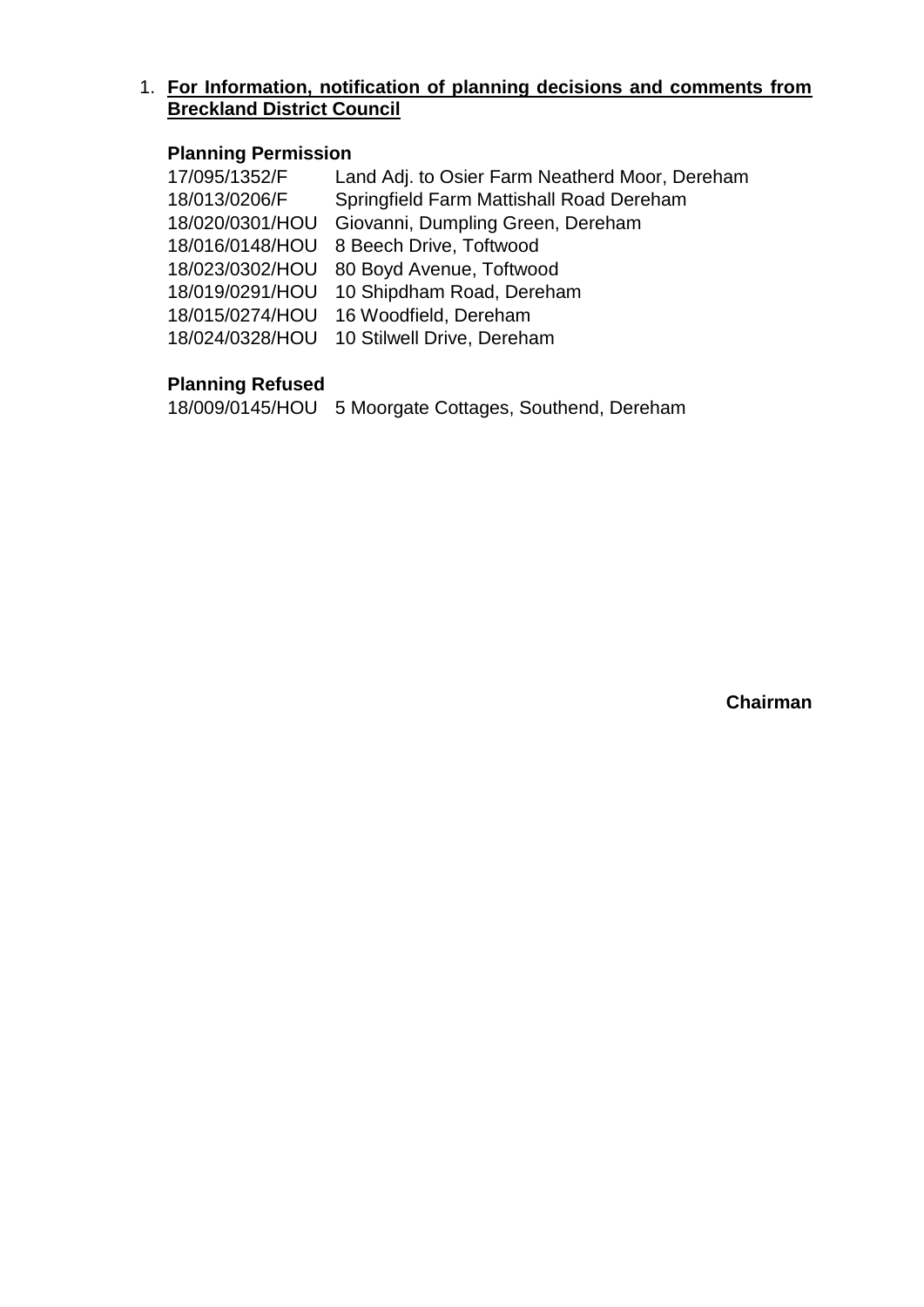1. **For Information, notification of planning decisions and comments from Breckland District Council**

**Planning Permission**

| | |
|---|---|
| 17/095/1352/F | Land Adj. to Osier Farm Neatherd Moor, Dereham |
| 18/013/0206/F | Springfield Farm Mattishall Road Dereham |
| 18/020/0301/HOU | Giovanni, Dumpling Green, Dereham |
| 18/016/0148/HOU | 8 Beech Drive, Toftwood |
| 18/023/0302/HOU | 80 Boyd Avenue, Toftwood |
| 18/019/0291/HOU | 10 Shipdham Road, Dereham |
| 18/015/0274/HOU | 16 Woodfield, Dereham |
| 18/024/0328/HOU | 10 Stilwell Drive, Dereham |

**Planning Refused**

| | |
|---|---|
| 18/009/0145/HOU | 5 Moorgate Cottages, Southend, Dereham |

**Chairman**